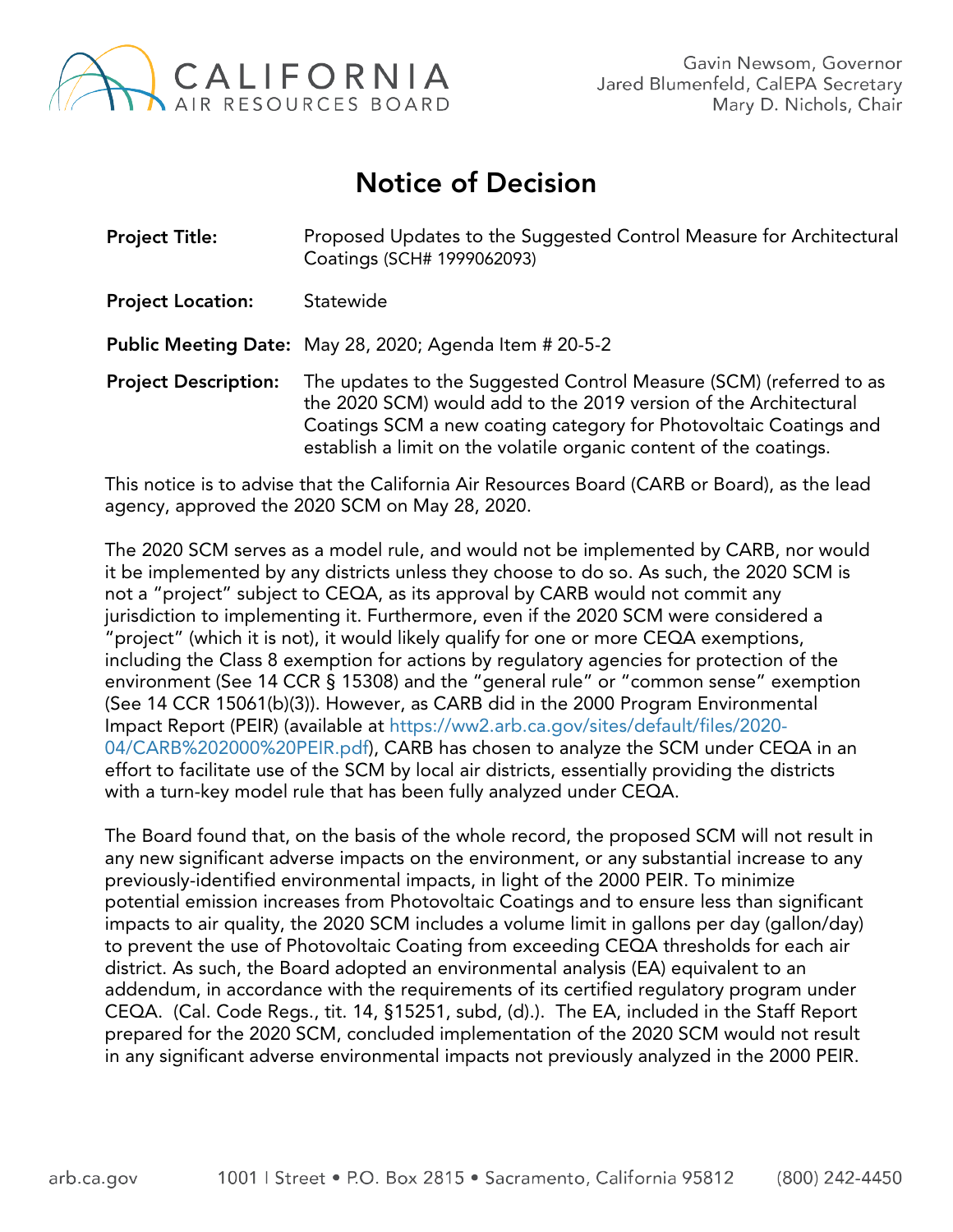CALIFORNIA AIR RESOURCES BOARD

Gavin Newsom, Governor
Jared Blumenfeld, CalEPA Secretary
Mary D. Nichols, Chair

# Notice of Decision

**Project Title:** Proposed Updates to the Suggested Control Measure for Architectural Coatings (SCH# 1999062093)

**Project Location:** Statewide

**Public Meeting Date:** May 28, 2020; Agenda Item # 20-5-2

**Project Description:** The updates to the Suggested Control Measure (SCM) (referred to as the 2020 SCM) would add to the 2019 version of the Architectural Coatings SCM a new coating category for Photovoltaic Coatings and establish a limit on the volatile organic content of the coatings.

This notice is to advise that the California Air Resources Board (CARB or Board), as the lead agency, approved the 2020 SCM on May 28, 2020.

The 2020 SCM serves as a model rule, and would not be implemented by CARB, nor would it be implemented by any districts unless they choose to do so. As such, the 2020 SCM is not a "project" subject to CEQA, as its approval by CARB would not commit any jurisdiction to implementing it. Furthermore, even if the 2020 SCM were considered a "project" (which it is not), it would likely qualify for one or more CEQA exemptions, including the Class 8 exemption for actions by regulatory agencies for protection of the environment (See 14 CCR § 15308) and the "general rule" or "common sense" exemption (See 14 CCR 15061(b)(3)). However, as CARB did in the 2000 Program Environmental Impact Report (PEIR) (available at https://ww2.arb.ca.gov/sites/default/files/2020-04/CARB%202000%20PEIR.pdf), CARB has chosen to analyze the SCM under CEQA in an effort to facilitate use of the SCM by local air districts, essentially providing the districts with a turn-key model rule that has been fully analyzed under CEQA.

The Board found that, on the basis of the whole record, the proposed SCM will not result in any new significant adverse impacts on the environment, or any substantial increase to any previously-identified environmental impacts, in light of the 2000 PEIR. To minimize potential emission increases from Photovoltaic Coatings and to ensure less than significant impacts to air quality, the 2020 SCM includes a volume limit in gallons per day (gallon/day) to prevent the use of Photovoltaic Coating from exceeding CEQA thresholds for each air district. As such, the Board adopted an environmental analysis (EA) equivalent to an addendum, in accordance with the requirements of its certified regulatory program under CEQA. (Cal. Code Regs., tit. 14, §15251, subd, (d).). The EA, included in the Staff Report prepared for the 2020 SCM, concluded implementation of the 2020 SCM would not result in any significant adverse environmental impacts not previously analyzed in the 2000 PEIR.

arb.ca.gov 1001 I Street • P.O. Box 2815 • Sacramento, California 95812 (800) 242-4450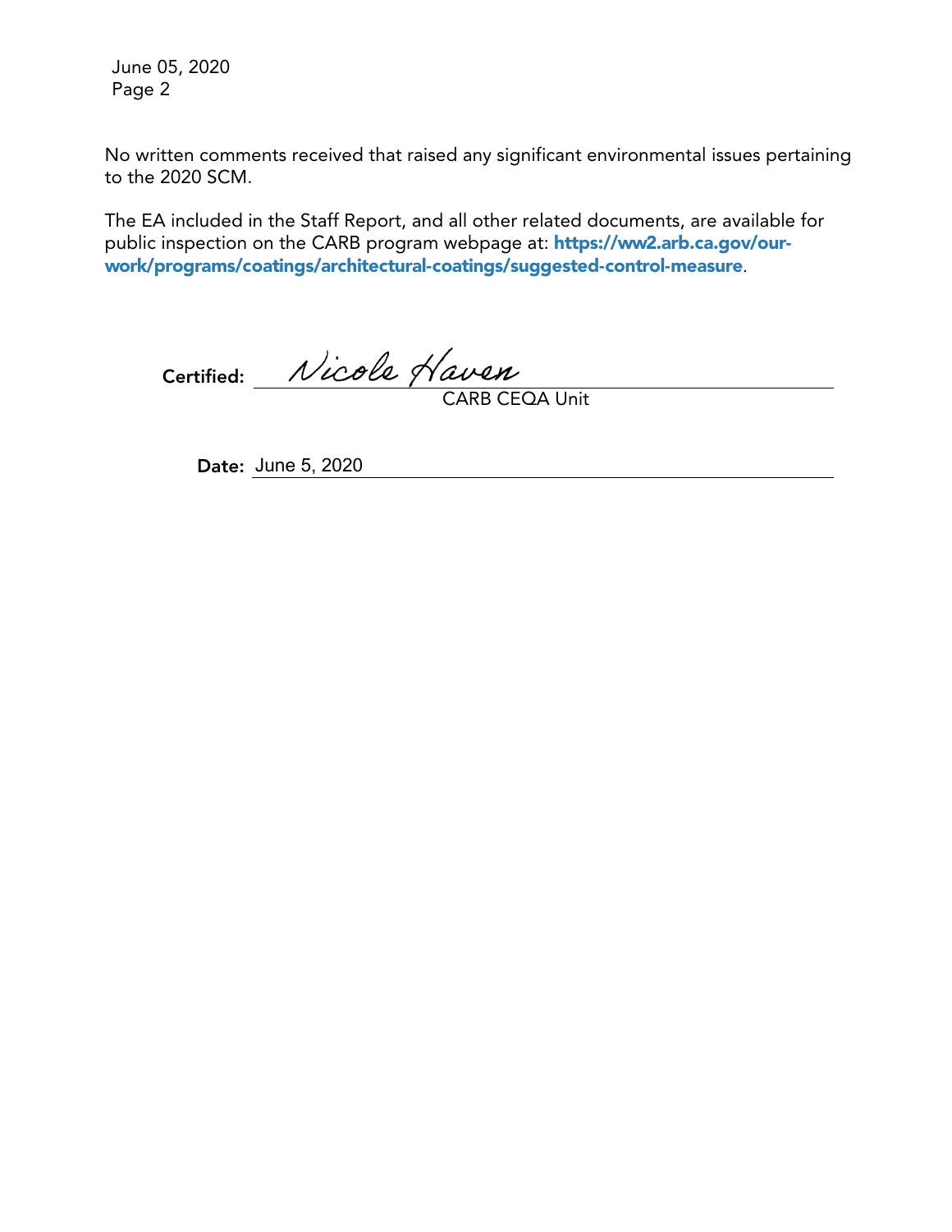No written comments received that raised any significant environmental issues pertaining to the 2020 SCM.

The EA included in the Staff Report, and all other related documents, are available for public inspection on the CARB program webpage at: **https://ww2.arb.ca.gov/our-work/programs/coatings/architectural-coatings/suggested-control-measure**.

**Certified:** Nicole Haven
CARB CEQA Unit

**Date:** June 5, 2020